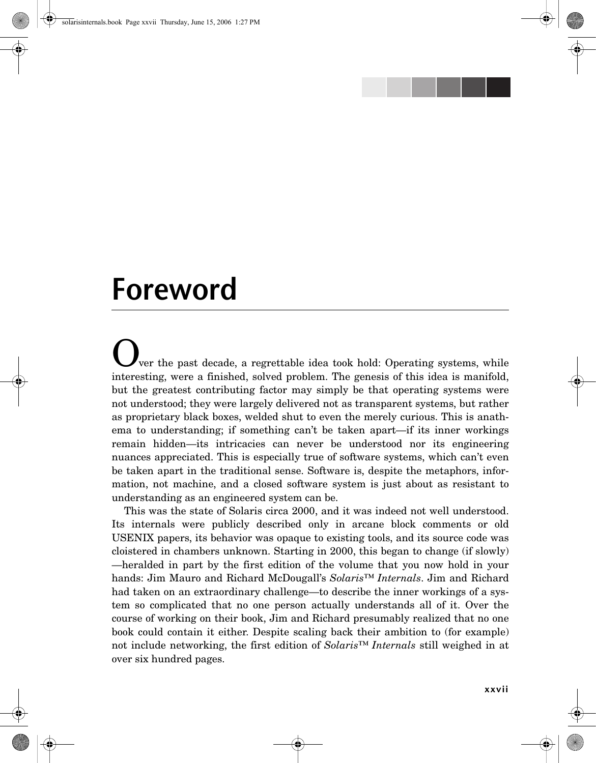# Foreword

Over the past decade, a regrettable idea took hold: Operating systems, while interesting, were a finished, solved problem. The genesis of this idea is manifold, but the greatest contributing factor may simply be that operating systems were not understood; they were largely delivered not as transparent systems, but rather as proprietary black boxes, welded shut to even the merely curious. This is anathema to understanding; if something can't be taken apart—if its inner workings remain hidden—its intricacies can never be understood nor its engineering nuances appreciated. This is especially true of software systems, which can't even be taken apart in the traditional sense. Software is, despite the metaphors, information, not machine, and a closed software system is just about as resistant to understanding as an engineered system can be.

This was the state of Solaris circa 2000, and it was indeed not well understood. Its internals were publicly described only in arcane block comments or old USENIX papers, its behavior was opaque to existing tools, and its source code was cloistered in chambers unknown. Starting in 2000, this began to change (if slowly)—heralded in part by the first edition of the volume that you now hold in your hands: Jim Mauro and Richard McDougall's *Solaris™ Internals*. Jim and Richard had taken on an extraordinary challenge—to describe the inner workings of a system so complicated that no one person actually understands all of it. Over the course of working on their book, Jim and Richard presumably realized that no one book could contain it either. Despite scaling back their ambition to (for example) not include networking, the first edition of *Solaris™ Internals* still weighed in at over six hundred pages.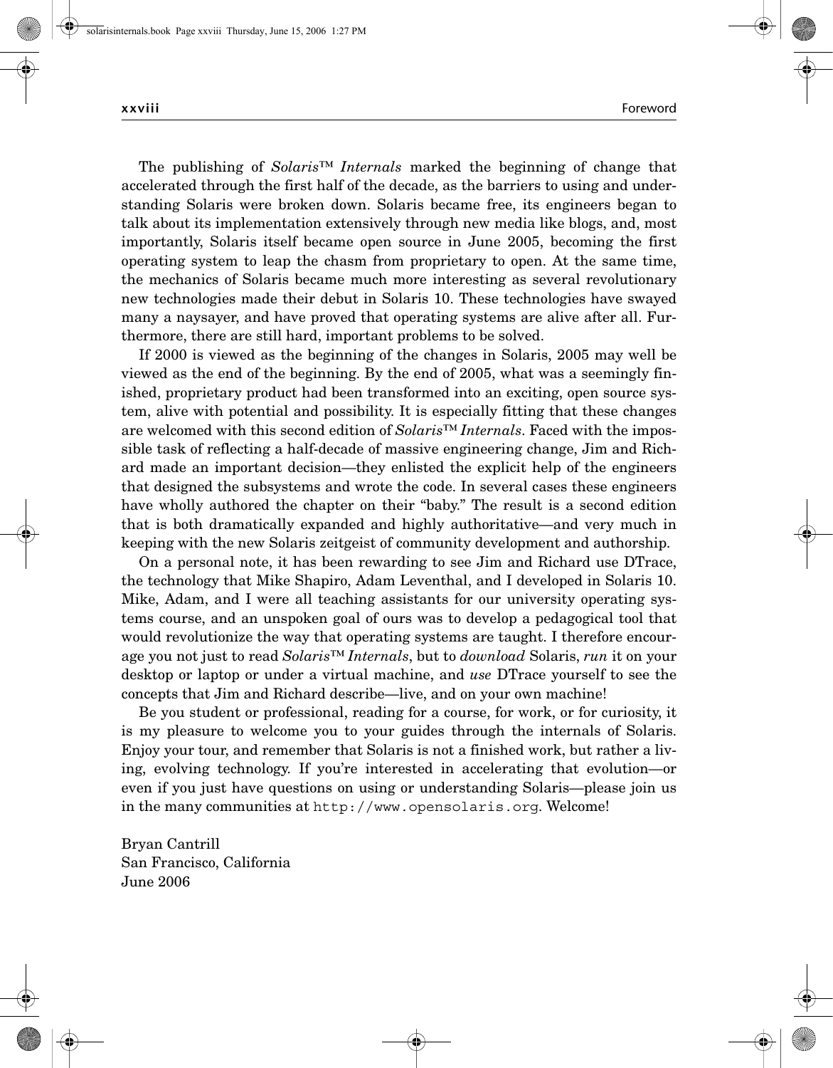The publishing of *Solaris™ Internals* marked the beginning of change that accelerated through the first half of the decade, as the barriers to using and understanding Solaris were broken down. Solaris became free, its engineers began to talk about its implementation extensively through new media like blogs, and, most importantly, Solaris itself became open source in June 2005, becoming the first operating system to leap the chasm from proprietary to open. At the same time, the mechanics of Solaris became much more interesting as several revolutionary new technologies made their debut in Solaris 10. These technologies have swayed many a naysayer, and have proved that operating systems are alive after all. Furthermore, there are still hard, important problems to be solved.

If 2000 is viewed as the beginning of the changes in Solaris, 2005 may well be viewed as the end of the beginning. By the end of 2005, what was a seemingly finished, proprietary product had been transformed into an exciting, open source system, alive with potential and possibility. It is especially fitting that these changes are welcomed with this second edition of *Solaris™ Internals*. Faced with the impossible task of reflecting a half-decade of massive engineering change, Jim and Richard made an important decision—they enlisted the explicit help of the engineers that designed the subsystems and wrote the code. In several cases these engineers have wholly authored the chapter on their "baby." The result is a second edition that is both dramatically expanded and highly authoritative—and very much in keeping with the new Solaris zeitgeist of community development and authorship.

On a personal note, it has been rewarding to see Jim and Richard use DTrace, the technology that Mike Shapiro, Adam Leventhal, and I developed in Solaris 10. Mike, Adam, and I were all teaching assistants for our university operating systems course, and an unspoken goal of ours was to develop a pedagogical tool that would revolutionize the way that operating systems are taught. I therefore encourage you not just to read *Solaris™ Internals*, but to *download* Solaris, *run* it on your desktop or laptop or under a virtual machine, and *use* DTrace yourself to see the concepts that Jim and Richard describe—live, and on your own machine!

Be you student or professional, reading for a course, for work, or for curiosity, it is my pleasure to welcome you to your guides through the internals of Solaris. Enjoy your tour, and remember that Solaris is not a finished work, but rather a living, evolving technology. If you're interested in accelerating that evolution—or even if you just have questions on using or understanding Solaris—please join us in the many communities at `http://www.opensolaris.org`. Welcome!

Bryan Cantrill
San Francisco, California
June 2006